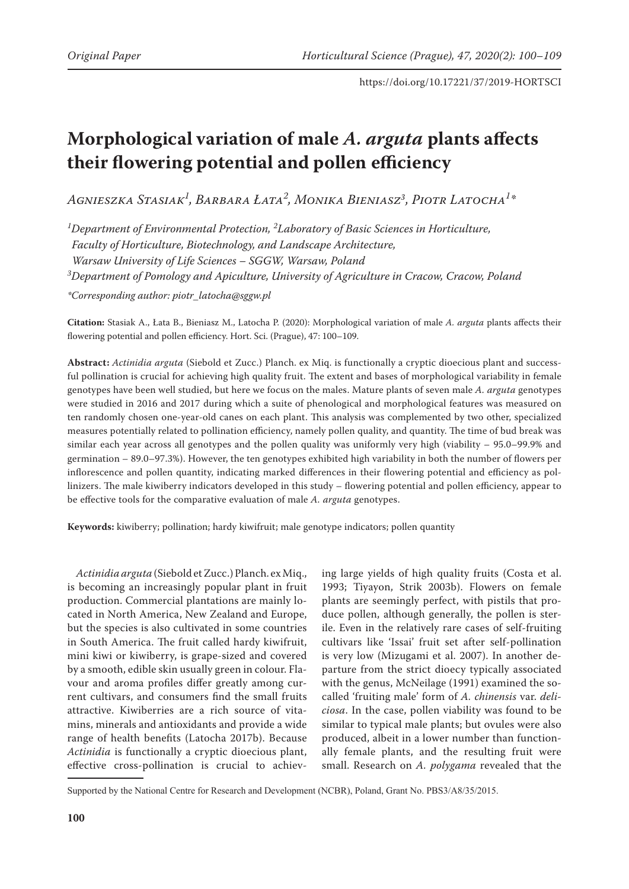# Morphological variation of male *A. arguta* plants affects their flowering potential and pollen efficiency

*Agnieszka Stasiak[1], Barbara Łata[2], Monika Bieniasz[3], Piotr Latocha[1]\**

[1]*Department of Environmental Protection,* [2]*Laboratory of Basic Sciences in Horticulture, Faculty of Horticulture, Biotechnology, and Landscape Architecture, Warsaw University of Life Sciences – SGGW, Warsaw, Poland*

[3]*Department of Pomology and Apiculture, University of Agriculture in Cracow, Cracow, Poland*

*\*Corresponding author: piotr_latocha@sggw.pl*

**Citation:** Stasiak A., Łata B., Bieniasz M., Latocha P. (2020): Morphological variation of male *A. arguta* plants affects their flowering potential and pollen efficiency. Hort. Sci. (Prague), 47: 100–109.

**Abstract:** *Actinidia arguta* (Siebold et Zucc.) Planch. ex Miq. is functionally a cryptic dioecious plant and successful pollination is crucial for achieving high quality fruit. The extent and bases of morphological variability in female genotypes have been well studied, but here we focus on the males. Mature plants of seven male *A. arguta* genotypes were studied in 2016 and 2017 during which a suite of phenological and morphological features was measured on ten randomly chosen one-year-old canes on each plant. This analysis was complemented by two other, specialized measures potentially related to pollination efficiency, namely pollen quality, and quantity. The time of bud break was similar each year across all genotypes and the pollen quality was uniformly very high (viability – 95.0–99.9% and germination – 89.0–97.3%). However, the ten genotypes exhibited high variability in both the number of flowers per inflorescence and pollen quantity, indicating marked differences in their flowering potential and efficiency as pollinizers. The male kiwiberry indicators developed in this study – flowering potential and pollen efficiency, appear to be effective tools for the comparative evaluation of male *A. arguta* genotypes.

**Keywords:** kiwiberry; pollination; hardy kiwifruit; male genotype indicators; pollen quantity

*Actinidia arguta* (Siebold et Zucc.) Planch. ex Miq., is becoming an increasingly popular plant in fruit production. Commercial plantations are mainly located in North America, New Zealand and Europe, but the species is also cultivated in some countries in South America. The fruit called hardy kiwifruit, mini kiwi or kiwiberry, is grape-sized and covered by a smooth, edible skin usually green in colour. Flavour and aroma profiles differ greatly among current cultivars, and consumers find the small fruits attractive. Kiwiberries are a rich source of vitamins, minerals and antioxidants and provide a wide range of health benefits (Latocha 2017b). Because *Actinidia* is functionally a cryptic dioecious plant, effective cross-pollination is crucial to achieving large yields of high quality fruits (Costa et al. 1993; Tiyayon, Strik 2003b). Flowers on female plants are seemingly perfect, with pistils that produce pollen, although generally, the pollen is sterile. Even in the relatively rare cases of self-fruiting cultivars like 'Issai' fruit set after self-pollination is very low (Mizugami et al. 2007). In another departure from the strict dioecy typically associated with the genus, McNeilage (1991) examined the so-called 'fruiting male' form of *A. chinensis* var. *deliciosa*. In the case, pollen viability was found to be similar to typical male plants; but ovules were also produced, albeit in a lower number than functionally female plants, and the resulting fruit were small. Research on *A. polygama* revealed that the

Supported by the National Centre for Research and Development (NCBR), Poland, Grant No. PBS3/A8/35/2015.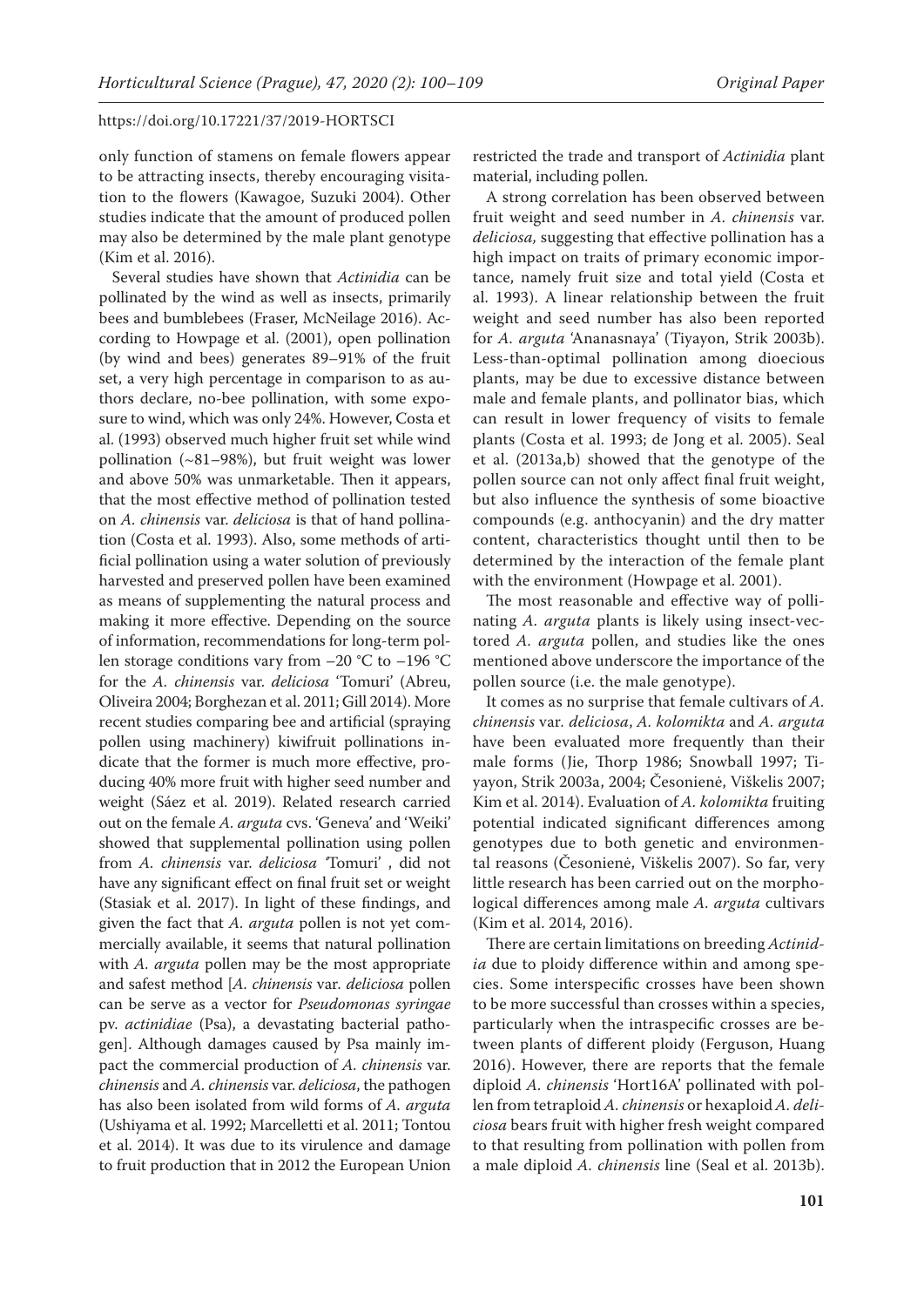only function of stamens on female flowers appear to be attracting insects, thereby encouraging visitation to the flowers (Kawagoe, Suzuki 2004). Other studies indicate that the amount of produced pollen may also be determined by the male plant genotype (Kim et al. 2016).

Several studies have shown that *Actinidia* can be pollinated by the wind as well as insects, primarily bees and bumblebees (Fraser, McNeilage 2016). According to Howpage et al. (2001), open pollination (by wind and bees) generates 89–91% of the fruit set, a very high percentage in comparison to as authors declare, no-bee pollination, with some exposure to wind, which was only 24%. However, Costa et al. (1993) observed much higher fruit set while wind pollination (~81–98%), but fruit weight was lower and above 50% was unmarketable. Then it appears, that the most effective method of pollination tested on *A. chinensis* var. *deliciosa* is that of hand pollination (Costa et al. 1993). Also, some methods of artificial pollination using a water solution of previously harvested and preserved pollen have been examined as means of supplementing the natural process and making it more effective. Depending on the source of information, recommendations for long-term pollen storage conditions vary from −20 °C to −196 °C for the *A. chinensis* var. *deliciosa* 'Tomuri' (Abreu, Oliveira 2004; Borghezan et al. 2011; Gill 2014). More recent studies comparing bee and artificial (spraying pollen using machinery) kiwifruit pollinations indicate that the former is much more effective, producing 40% more fruit with higher seed number and weight (Sáez et al. 2019). Related research carried out on the female *A. arguta* cvs. 'Geneva' and 'Weiki' showed that supplemental pollination using pollen from *A. chinensis* var. *deliciosa* 'Tomuri' , did not have any significant effect on final fruit set or weight (Stasiak et al. 2017). In light of these findings, and given the fact that *A. arguta* pollen is not yet commercially available, it seems that natural pollination with *A. arguta* pollen may be the most appropriate and safest method [*A. chinensis* var. *deliciosa* pollen can be serve as a vector for *Pseudomonas syringae* pv. *actinidiae* (Psa), a devastating bacterial pathogen]. Although damages caused by Psa mainly impact the commercial production of *A. chinensis* var. *chinensis* and *A. chinensis* var. *deliciosa*, the pathogen has also been isolated from wild forms of *A. arguta* (Ushiyama et al. 1992; Marcelletti et al. 2011; Tontou et al. 2014). It was due to its virulence and damage to fruit production that in 2012 the European Union restricted the trade and transport of *Actinidia* plant material, including pollen.

A strong correlation has been observed between fruit weight and seed number in *A. chinensis* var. *deliciosa,* suggesting that effective pollination has a high impact on traits of primary economic importance, namely fruit size and total yield (Costa et al. 1993). A linear relationship between the fruit weight and seed number has also been reported for *A. arguta* 'Ananasnaya' (Tiyayon, Strik 2003b). Less-than-optimal pollination among dioecious plants, may be due to excessive distance between male and female plants, and pollinator bias, which can result in lower frequency of visits to female plants (Costa et al. 1993; de Jong et al. 2005). Seal et al. (2013a,b) showed that the genotype of the pollen source can not only affect final fruit weight, but also influence the synthesis of some bioactive compounds (e.g. anthocyanin) and the dry matter content, characteristics thought until then to be determined by the interaction of the female plant with the environment (Howpage et al. 2001).

The most reasonable and effective way of pollinating *A. arguta* plants is likely using insect-vectored *A. arguta* pollen, and studies like the ones mentioned above underscore the importance of the pollen source (i.e. the male genotype).

It comes as no surprise that female cultivars of *A. chinensis* var. *deliciosa*, *A. kolomikta* and *A. arguta* have been evaluated more frequently than their male forms (Jie, Thorp 1986; Snowball 1997; Tiyayon, Strik 2003a, 2004; Česonienė, Viškelis 2007; Kim et al. 2014). Evaluation of *A. kolomikta* fruiting potential indicated significant differences among genotypes due to both genetic and environmental reasons (Česonienė, Viškelis 2007). So far, very little research has been carried out on the morphological differences among male *A. arguta* cultivars (Kim et al. 2014, 2016).

There are certain limitations on breeding *Actinidia* due to ploidy difference within and among species. Some interspecific crosses have been shown to be more successful than crosses within a species, particularly when the intraspecific crosses are between plants of different ploidy (Ferguson, Huang 2016). However, there are reports that the female diploid *A. chinensis* 'Hort16A' pollinated with pollen from tetraploid *A. chinensis* or hexaploid *A. deliciosa* bears fruit with higher fresh weight compared to that resulting from pollination with pollen from a male diploid *A. chinensis* line (Seal et al. 2013b).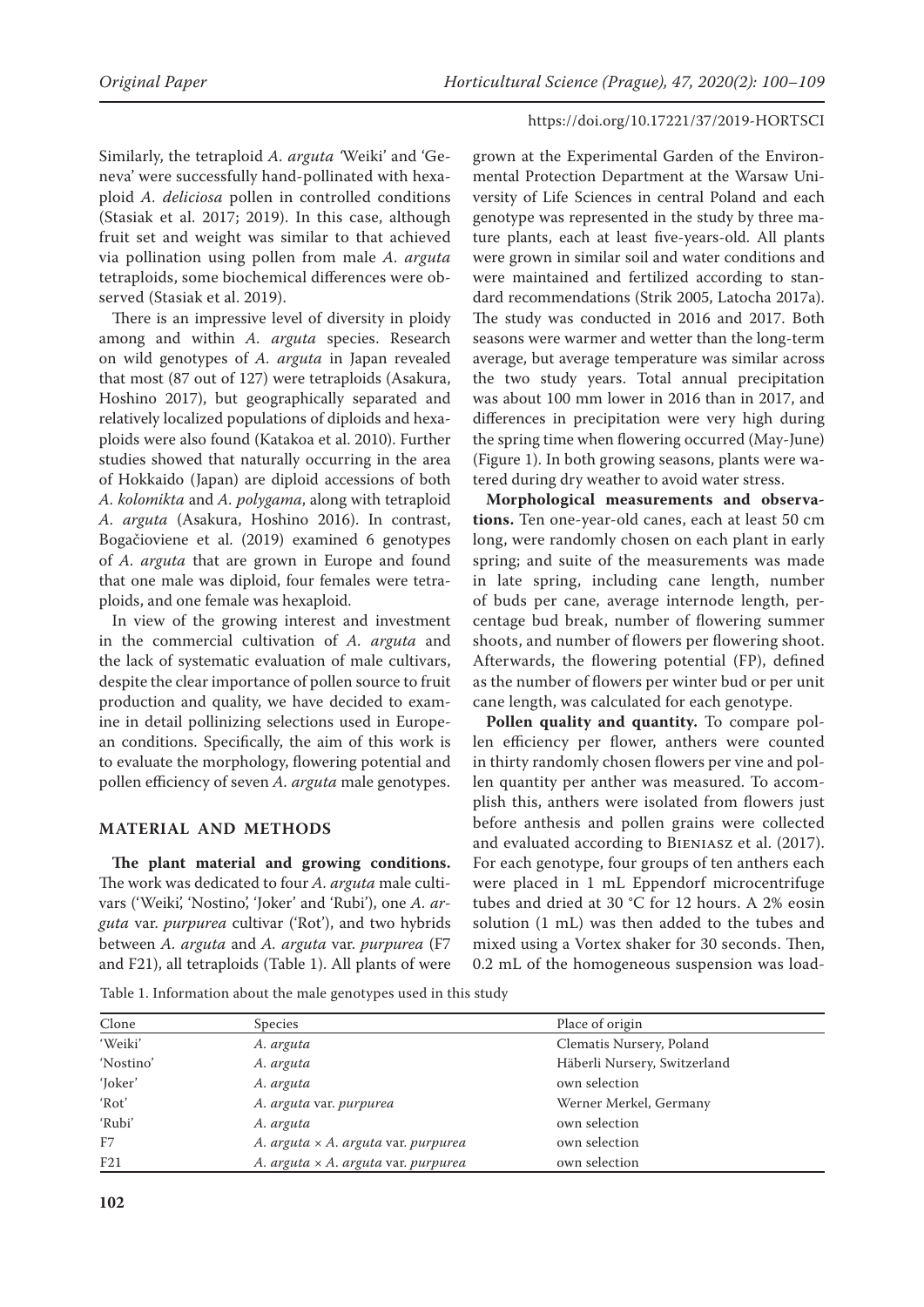Similarly, the tetraploid *A. arguta* 'Weiki' and 'Geneva' were successfully hand-pollinated with hexaploid *A. deliciosa* pollen in controlled conditions (Stasiak et al. 2017; 2019). In this case, although fruit set and weight was similar to that achieved via pollination using pollen from male *A. arguta* tetraploids, some biochemical differences were observed (Stasiak et al. 2019).

There is an impressive level of diversity in ploidy among and within *A. arguta* species. Research on wild genotypes of *A. arguta* in Japan revealed that most (87 out of 127) were tetraploids (Asakura, Hoshino 2017), but geographically separated and relatively localized populations of diploids and hexaploids were also found (Katakoa et al. 2010). Further studies showed that naturally occurring in the area of Hokkaido (Japan) are diploid accessions of both *A. kolomikta* and *A. polygama*, along with tetraploid *A. arguta* (Asakura, Hoshino 2016). In contrast, Bogačioviene et al. (2019) examined 6 genotypes of *A. arguta* that are grown in Europe and found that one male was diploid, four females were tetraploids, and one female was hexaploid.

In view of the growing interest and investment in the commercial cultivation of *A. arguta* and the lack of systematic evaluation of male cultivars, despite the clear importance of pollen source to fruit production and quality, we have decided to examine in detail pollinizing selections used in European conditions. Specifically, the aim of this work is to evaluate the morphology, flowering potential and pollen efficiency of seven *A. arguta* male genotypes.

## MATERIAL AND METHODS

**The plant material and growing conditions.** The work was dedicated to four *A. arguta* male cultivars ('Weiki', 'Nostino', 'Joker' and 'Rubi'), one *A. arguta* var. *purpurea* cultivar ('Rot'), and two hybrids between *A. arguta* and *A. arguta* var. *purpurea* (F7 and F21), all tetraploids (Table 1). All plants of were grown at the Experimental Garden of the Environmental Protection Department at the Warsaw University of Life Sciences in central Poland and each genotype was represented in the study by three mature plants, each at least five-years-old. All plants were grown in similar soil and water conditions and were maintained and fertilized according to standard recommendations (Strik 2005, Latocha 2017a). The study was conducted in 2016 and 2017. Both seasons were warmer and wetter than the long-term average, but average temperature was similar across the two study years. Total annual precipitation was about 100 mm lower in 2016 than in 2017, and differences in precipitation were very high during the spring time when flowering occurred (May-June) (Figure 1). In both growing seasons, plants were watered during dry weather to avoid water stress.

**Morphological measurements and observations.** Ten one-year-old canes, each at least 50 cm long, were randomly chosen on each plant in early spring; and suite of the measurements was made in late spring, including cane length, number of buds per cane, average internode length, percentage bud break, number of flowering summer shoots, and number of flowers per flowering shoot. Afterwards, the flowering potential (FP), defined as the number of flowers per winter bud or per unit cane length, was calculated for each genotype.

**Pollen quality and quantity.** To compare pollen efficiency per flower, anthers were counted in thirty randomly chosen flowers per vine and pollen quantity per anther was measured. To accomplish this, anthers were isolated from flowers just before anthesis and pollen grains were collected and evaluated according to Bieniasz et al. (2017). For each genotype, four groups of ten anthers each were placed in 1 mL Eppendorf microcentrifuge tubes and dried at 30 °C for 12 hours. A 2% eosin solution (1 mL) was then added to the tubes and mixed using a Vortex shaker for 30 seconds. Then, 0.2 mL of the homogeneous suspension was load-

Table 1. Information about the male genotypes used in this study

| Clone | Species | Place of origin |
|---|---|---|
| 'Weiki' | *A. arguta* | Clematis Nursery, Poland |
| 'Nostino' | *A. arguta* | Häberli Nursery, Switzerland |
| 'Joker' | *A. arguta* | own selection |
| 'Rot' | *A. arguta* var. *purpurea* | Werner Merkel, Germany |
| 'Rubi' | *A. arguta* | own selection |
| F7 | *A. arguta* × *A. arguta* var. *purpurea* | own selection |
| F21 | *A. arguta* × *A. arguta* var. *purpurea* | own selection |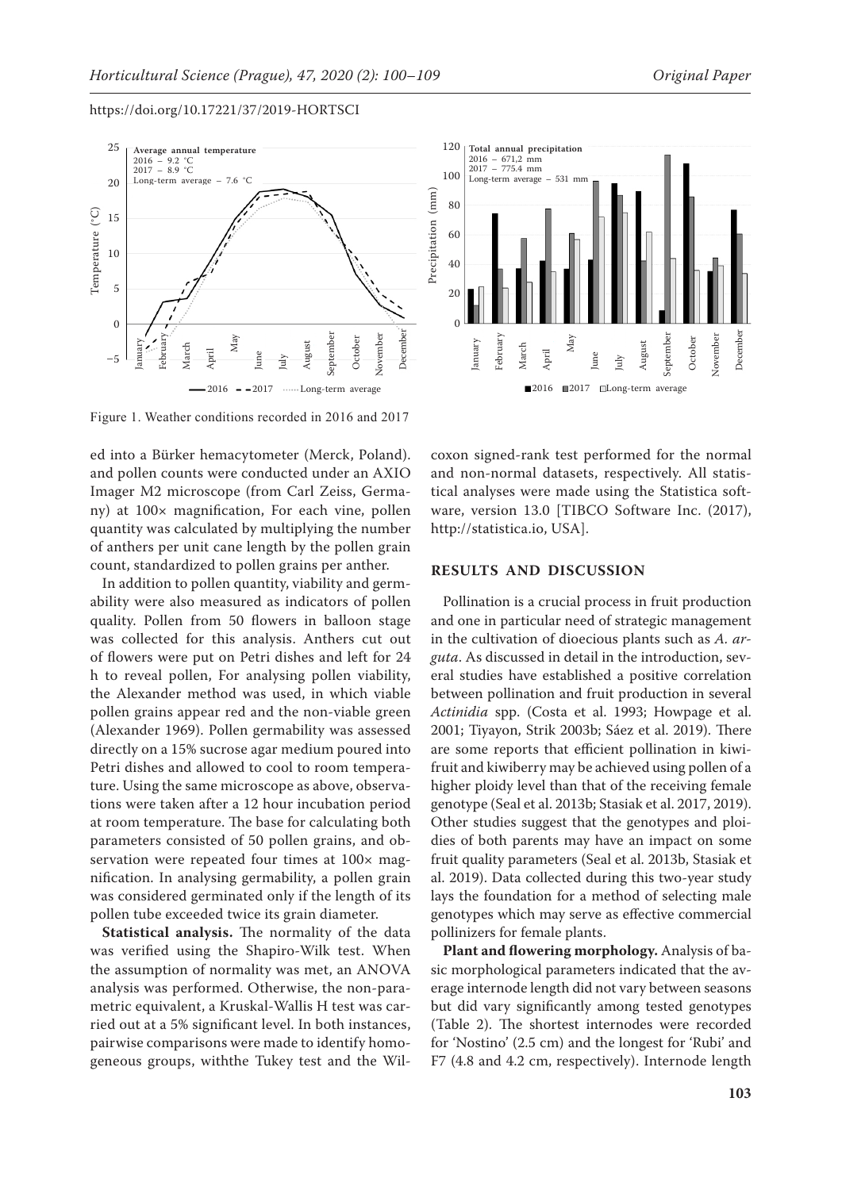Figure 1. Weather conditions recorded in 2016 and 2017

ed into a Bürker hemacytometer (Merck, Poland). and pollen counts were conducted under an AXIO Imager M2 microscope (from Carl Zeiss, Germany) at 100× magnification, For each vine, pollen quantity was calculated by multiplying the number of anthers per unit cane length by the pollen grain count, standardized to pollen grains per anther.

In addition to pollen quantity, viability and germability were also measured as indicators of pollen quality. Pollen from 50 flowers in balloon stage was collected for this analysis. Anthers cut out of flowers were put on Petri dishes and left for 24 h to reveal pollen, For analysing pollen viability, the Alexander method was used, in which viable pollen grains appear red and the non-viable green (Alexander 1969). Pollen germability was assessed directly on a 15% sucrose agar medium poured into Petri dishes and allowed to cool to room temperature. Using the same microscope as above, observations were taken after a 12 hour incubation period at room temperature. The base for calculating both parameters consisted of 50 pollen grains, and observation were repeated four times at 100× magnification. In analysing germability, a pollen grain was considered germinated only if the length of its pollen tube exceeded twice its grain diameter.

**Statistical analysis.** The normality of the data was verified using the Shapiro-Wilk test. When the assumption of normality was met, an ANOVA analysis was performed. Otherwise, the non-parametric equivalent, a Kruskal-Wallis H test was carried out at a 5% significant level. In both instances, pairwise comparisons were made to identify homogeneous groups, withthe Tukey test and the Wilcoxon signed-rank test performed for the normal and non-normal datasets, respectively. All statistical analyses were made using the Statistica software, version 13.0 [TIBCO Software Inc. (2017), http://statistica.io, USA].

## RESULTS AND DISCUSSION

Pollination is a crucial process in fruit production and one in particular need of strategic management in the cultivation of dioecious plants such as *A. arguta*. As discussed in detail in the introduction, several studies have established a positive correlation between pollination and fruit production in several *Actinidia* spp. (Costa et al. 1993; Howpage et al. 2001; Tiyayon, Strik 2003b; Sáez et al. 2019). There are some reports that efficient pollination in kiwifruit and kiwiberry may be achieved using pollen of a higher ploidy level than that of the receiving female genotype (Seal et al. 2013b; Stasiak et al. 2017, 2019). Other studies suggest that the genotypes and ploidies of both parents may have an impact on some fruit quality parameters (Seal et al. 2013b, Stasiak et al. 2019). Data collected during this two-year study lays the foundation for a method of selecting male genotypes which may serve as effective commercial pollinizers for female plants.

**Plant and flowering morphology.** Analysis of basic morphological parameters indicated that the average internode length did not vary between seasons but did vary significantly among tested genotypes (Table 2). The shortest internodes were recorded for 'Nostino' (2.5 cm) and the longest for 'Rubi' and F7 (4.8 and 4.2 cm, respectively). Internode length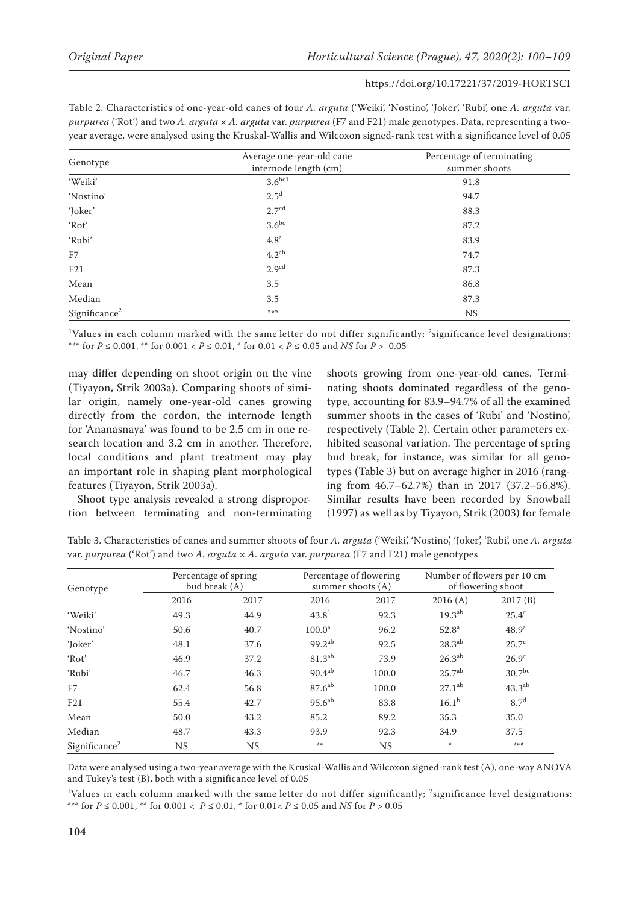Table 2. Characteristics of one-year-old canes of four *A. arguta* ('Weiki', 'Nostino', 'Joker', 'Rubi', one *A. arguta* var. *purpurea* ('Rot') and two *A. arguta* × *A. arguta* var. *purpurea* (F7 and F21) male genotypes. Data, representing a two-year average, were analysed using the Kruskal-Wallis and Wilcoxon signed-rank test with a significance level of 0.05

| Genotype | Average one-year-old cane internode length (cm) | Percentage of terminating summer shoots |
|---|---|---|
| 'Weiki' | $3.6^{bc1}$ | 91.8 |
| 'Nostino' | $2.5^{d}$ | 94.7 |
| 'Joker' | $2.7^{cd}$ | 88.3 |
| 'Rot' | $3.6^{bc}$ | 87.2 |
| 'Rubi' | $4.8^{a}$ | 83.9 |
| F7 | $4.2^{ab}$ | 74.7 |
| F21 | $2.9^{cd}$ | 87.3 |
| Mean | 3.5 | 86.8 |
| Median | 3.5 | 87.3 |
| Significance[2] | *** | NS |

[1]Values in each column marked with the same letter do not differ significantly; [2]significance level designations: *** for $P \leq 0.001$, ** for $0.001 < P \leq 0.01$, * for $0.01 < P \leq 0.05$ and *NS* for $P > 0.05$

may differ depending on shoot origin on the vine (Tiyayon, Strik 2003a). Comparing shoots of similar origin, namely one-year-old canes growing directly from the cordon, the internode length for 'Ananasnaya' was found to be 2.5 cm in one research location and 3.2 cm in another. Therefore, local conditions and plant treatment may play an important role in shaping plant morphological features (Tiyayon, Strik 2003a).

Shoot type analysis revealed a strong disproportion between terminating and non-terminating shoots growing from one-year-old canes. Terminating shoots dominated regardless of the genotype, accounting for 83.9–94.7% of all the examined summer shoots in the cases of 'Rubi' and 'Nostino', respectively (Table 2). Certain other parameters exhibited seasonal variation. The percentage of spring bud break, for instance, was similar for all genotypes (Table 3) but on average higher in 2016 (ranging from 46.7–62.7%) than in 2017 (37.2–56.8%). Similar results have been recorded by Snowball (1997) as well as by Tiyayon, Strik (2003) for female

Table 3. Characteristics of canes and summer shoots of four *A. arguta* ('Weiki', 'Nostino', 'Joker', 'Rubi', one *A. arguta* var. *purpurea* ('Rot') and two *A. arguta* × *A. arguta* var. *purpurea* (F7 and F21) male genotypes

| Genotype | Percentage of spring bud break (A) | | Percentage of flowering summer shoots (A) | | Number of flowers per 10 cm of flowering shoot | |
|---|---|---|---|---|---|---|
| | 2016 | 2017 | 2016 | 2017 | 2016 (A) | 2017 (B) |
| 'Weiki' | 49.3 | 44.9 | 43.8[1] | 92.3 | $19.3^{ab}$ | $25.4^{c}$ |
| 'Nostino' | 50.6 | 40.7 | $100.0^{a}$ | 96.2 | $52.8^{a}$ | $48.9^{a}$ |
| 'Joker' | 48.1 | 37.6 | $99.2^{ab}$ | 92.5 | $28.3^{ab}$ | $25.7^{c}$ |
| 'Rot' | 46.9 | 37.2 | $81.3^{ab}$ | 73.9 | $26.3^{ab}$ | $26.9^{c}$ |
| 'Rubi' | 46.7 | 46.3 | $90.4^{ab}$ | 100.0 | $25.7^{ab}$ | $30.7^{bc}$ |
| F7 | 62.4 | 56.8 | $87.6^{ab}$ | 100.0 | $27.1^{ab}$ | $43.3^{ab}$ |
| F21 | 55.4 | 42.7 | $95.6^{ab}$ | 83.8 | $16.1^{b}$ | $8.7^{d}$ |
| Mean | 50.0 | 43.2 | 85.2 | 89.2 | 35.3 | 35.0 |
| Median | 48.7 | 43.3 | 93.9 | 92.3 | 34.9 | 37.5 |
| Significance[2] | NS | NS | ** | NS | * | *** |

Data were analysed using a two-year average with the Kruskal-Wallis and Wilcoxon signed-rank test (A), one-way ANOVA and Tukey's test (B), both with a significance level of 0.05

[1]Values in each column marked with the same letter do not differ significantly; [2]significance level designations: *** for $P \leq 0.001$, ** for $0.001 < P \leq 0.01$, * for $0.01 < P \leq 0.05$ and *NS* for $P > 0.05$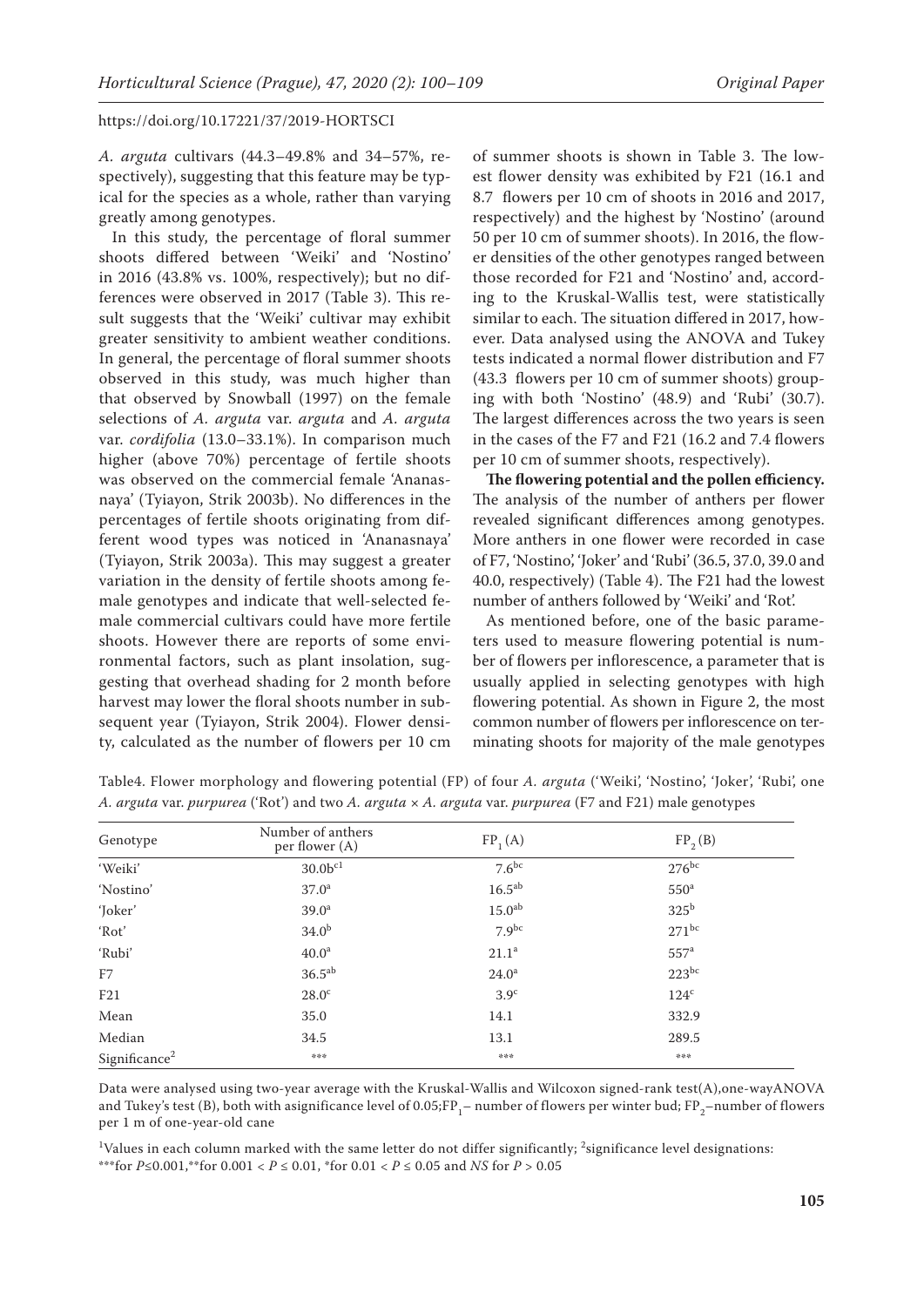*A. arguta* cultivars (44.3–49.8% and 34–57%, respectively), suggesting that this feature may be typical for the species as a whole, rather than varying greatly among genotypes.

In this study, the percentage of floral summer shoots differed between 'Weiki' and 'Nostino' in 2016 (43.8% vs. 100%, respectively); but no differences were observed in 2017 (Table 3). This result suggests that the 'Weiki' cultivar may exhibit greater sensitivity to ambient weather conditions. In general, the percentage of floral summer shoots observed in this study, was much higher than that observed by Snowball (1997) on the female selections of *A. arguta* var. *arguta* and *A. arguta* var. *cordifolia* (13.0–33.1%). In comparison much higher (above 70%) percentage of fertile shoots was observed on the commercial female 'Ananasnaya' (Tyiayon, Strik 2003b). No differences in the percentages of fertile shoots originating from different wood types was noticed in 'Ananasnaya' (Tyiayon, Strik 2003a). This may suggest a greater variation in the density of fertile shoots among female genotypes and indicate that well-selected female commercial cultivars could have more fertile shoots. However there are reports of some environmental factors, such as plant insolation, suggesting that overhead shading for 2 month before harvest may lower the floral shoots number in subsequent year (Tyiayon, Strik 2004). Flower density, calculated as the number of flowers per 10 cm of summer shoots is shown in Table 3. The lowest flower density was exhibited by F21 (16.1 and 8.7 flowers per 10 cm of shoots in 2016 and 2017, respectively) and the highest by 'Nostino' (around 50 per 10 cm of summer shoots). In 2016, the flower densities of the other genotypes ranged between those recorded for F21 and 'Nostino' and, according to the Kruskal-Wallis test, were statistically similar to each. The situation differed in 2017, however. Data analysed using the ANOVA and Tukey tests indicated a normal flower distribution and F7 (43.3 flowers per 10 cm of summer shoots) grouping with both 'Nostino' (48.9) and 'Rubi' (30.7). The largest differences across the two years is seen in the cases of the F7 and F21 (16.2 and 7.4 flowers per 10 cm of summer shoots, respectively).

**The flowering potential and the pollen efficiency.** The analysis of the number of anthers per flower revealed significant differences among genotypes. More anthers in one flower were recorded in case of F7, 'Nostino', 'Joker' and 'Rubi' (36.5, 37.0, 39.0 and 40.0, respectively) (Table 4). The F21 had the lowest number of anthers followed by 'Weiki' and 'Rot'.

As mentioned before, one of the basic parameters used to measure flowering potential is number of flowers per inflorescence, a parameter that is usually applied in selecting genotypes with high flowering potential. As shown in Figure 2, the most common number of flowers per inflorescence on terminating shoots for majority of the male genotypes

Table4. Flower morphology and flowering potential (FP) of four *A. arguta* ('Weiki', 'Nostino', 'Joker', 'Rubi', one *A. arguta* var. *purpurea* ('Rot') and two *A. arguta* × *A. arguta* var. *purpurea* (F7 and F21) male genotypes

| Genotype | Number of anthers per flower (A) | $FP_1$ (A) | $FP_2$ (B) |
|---|---|---|---|
| 'Weiki' | 30.0b[c1] | 7.6[bc] | 276[bc] |
| 'Nostino' | 37.0[a] | 16.5[ab] | 550[a] |
| 'Joker' | 39.0[a] | 15.0[ab] | 325[b] |
| 'Rot' | 34.0[b] | 7.9[bc] | 271[bc] |
| 'Rubi' | 40.0[a] | 21.1[a] | 557[a] |
| F7 | 36.5[ab] | 24.0[a] | 223[bc] |
| F21 | 28.0[c] | 3.9[c] | 124[c] |
| Mean | 35.0 | 14.1 | 332.9 |
| Median | 34.5 | 13.1 | 289.5 |
| Significance[2] | *** | *** | *** |

Data were analysed using two-year average with the Kruskal-Wallis and Wilcoxon signed-rank test(A),one-wayANOVA and Tukey's test (B), both with asignificance level of 0.05;$FP_1$– number of flowers per winter bud; $FP_2$–number of flowers per 1 m of one-year-old cane

[1]Values in each column marked with the same letter do not differ significantly; [2]significance level designations: ***for $P \leq 0.001$,**for $0.001 < P \leq 0.01$, *for $0.01 < P \leq 0.05$ and *NS* for $P > 0.05$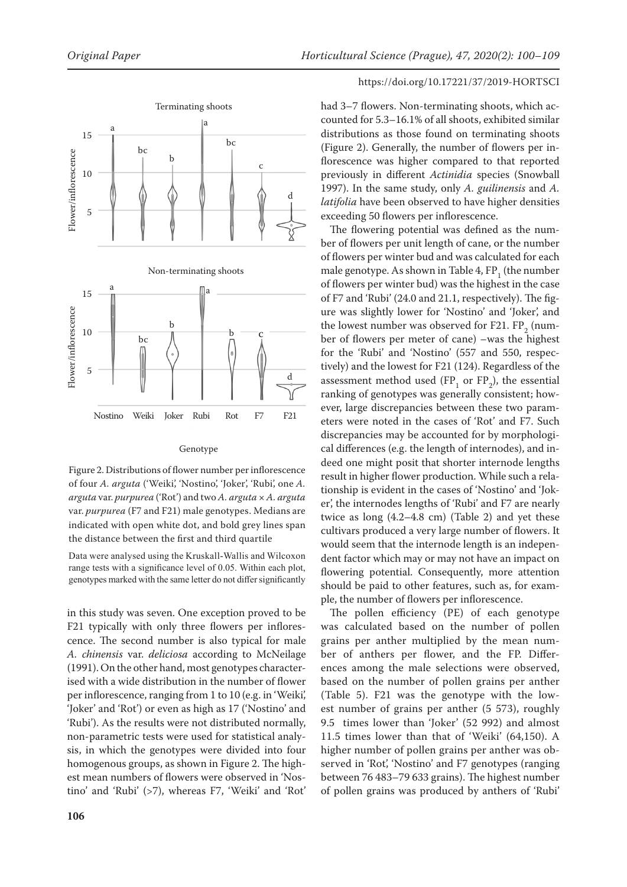Figure 2. Distributions of flower number per inflorescence of four *A. arguta* ('Weiki', 'Nostino', 'Joker', 'Rubi', one *A. arguta* var. *purpurea* ('Rot') and two *A. arguta* × *A. arguta* var. *purpurea* (F7 and F21) male genotypes. Medians are indicated with open white dot, and bold grey lines span the distance between the first and third quartile

Data were analysed using the Kruskall-Wallis and Wilcoxon range tests with a significance level of 0.05. Within each plot, genotypes marked with the same letter do not differ significantly

in this study was seven. One exception proved to be F21 typically with only three flowers per inflorescence. The second number is also typical for male *A. chinensis* var. *deliciosa* according to McNeilage (1991). On the other hand, most genotypes characterised with a wide distribution in the number of flower per inflorescence, ranging from 1 to 10 (e.g. in 'Weiki', 'Joker' and 'Rot') or even as high as 17 ('Nostino' and 'Rubi'). As the results were not distributed normally, non-parametric tests were used for statistical analysis, in which the genotypes were divided into four homogenous groups, as shown in Figure 2. The highest mean numbers of flowers were observed in 'Nostino' and 'Rubi' (>7), whereas F7, 'Weiki' and 'Rot' had 3–7 flowers. Non-terminating shoots, which accounted for 5.3–16.1% of all shoots, exhibited similar distributions as those found on terminating shoots (Figure 2). Generally, the number of flowers per inflorescence was higher compared to that reported previously in different *Actinidia* species (Snowball 1997). In the same study, only *A. guilinensis* and *A. latifolia* have been observed to have higher densities exceeding 50 flowers per inflorescence.

The flowering potential was defined as the number of flowers per unit length of cane, or the number of flowers per winter bud and was calculated for each male genotype. As shown in Table 4, $FP_1$ (the number of flowers per winter bud) was the highest in the case of F7 and 'Rubi' (24.0 and 21.1, respectively). The figure was slightly lower for 'Nostino' and 'Joker', and the lowest number was observed for F21. $FP_2$ (number of flowers per meter of cane) –was the highest for the 'Rubi' and 'Nostino' (557 and 550, respectively) and the lowest for F21 (124). Regardless of the assessment method used ($FP_1$ or $FP_2$), the essential ranking of genotypes was generally consistent; however, large discrepancies between these two parameters were noted in the cases of 'Rot' and F7. Such discrepancies may be accounted for by morphological differences (e.g. the length of internodes), and indeed one might posit that shorter internode lengths result in higher flower production. While such a relationship is evident in the cases of 'Nostino' and 'Joker', the internodes lengths of 'Rubi' and F7 are nearly twice as long (4.2–4.8 cm) (Table 2) and yet these cultivars produced a very large number of flowers. It would seem that the internode length is an independent factor which may or may not have an impact on flowering potential. Consequently, more attention should be paid to other features, such as, for example, the number of flowers per inflorescence.

The pollen efficiency (PE) of each genotype was calculated based on the number of pollen grains per anther multiplied by the mean number of anthers per flower, and the FP. Differences among the male selections were observed, based on the number of pollen grains per anther (Table 5). F21 was the genotype with the lowest number of grains per anther (5 573), roughly 9.5 times lower than 'Joker' (52 992) and almost 11.5 times lower than that of 'Weiki' (64,150). A higher number of pollen grains per anther was observed in 'Rot', 'Nostino' and F7 genotypes (ranging between 76 483–79 633 grains). The highest number of pollen grains was produced by anthers of 'Rubi'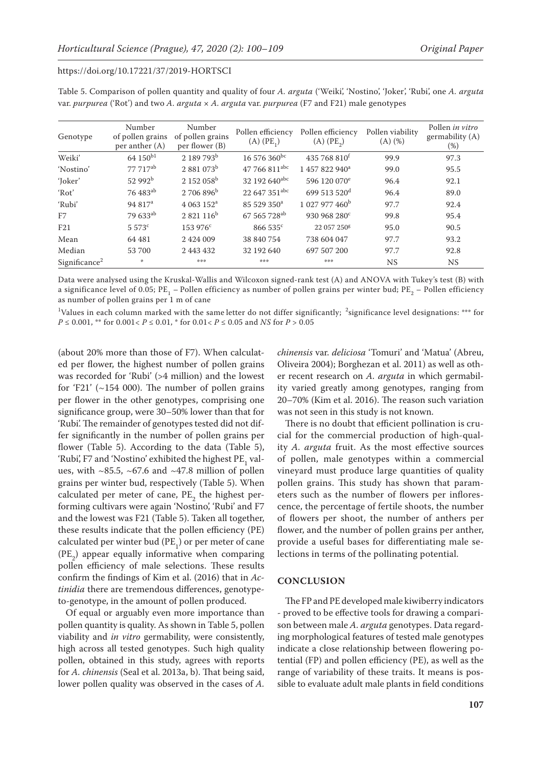Table 5. Comparison of pollen quantity and quality of four *A. arguta* ('Weiki', 'Nostino', 'Joker', 'Rubi', one *A. arguta* var. *purpurea* ('Rot') and two *A. arguta* × *A. arguta* var. *purpurea* (F7 and F21) male genotypes

| Genotype | Number of pollen grains per anther (A) | Number of pollen grains per flower (B) | Pollen efficiency (A) ($PE_1$) | Pollen efficiency (A) ($PE_2$) | Pollen viability (A) (%) | Pollen *in vitro* germability (A) (%) |
|---|---|---|---|---|---|---|
| Weiki' | 64 150[b1] | 2 189 793[b] | 16 576 360[bc] | 435 768 810[f] | 99.9 | 97.3 |
| 'Nostino' | 77 717[ab] | 2 881 073[b] | 47 766 811[abc] | 1 457 822 940[a] | 99.0 | 95.5 |
| 'Joker' | 52 992[b] | 2 152 058[b] | 32 192 640[abc] | 596 120 070[e] | 96.4 | 92.1 |
| 'Rot' | 76 483[ab] | 2 706 896[b] | 22 647 351[abc] | 699 513 520[d] | 96.4 | 89.0 |
| 'Rubi' | 94 817[a] | 4 063 152[a] | 85 529 350[a] | 1 027 977 460[b] | 97.7 | 92.4 |
| F7 | 79 633[ab] | 2 821 116[b] | 67 565 728[ab] | 930 968 280[c] | 99.8 | 95.4 |
| F21 | 5 573[c] | 153 976[c] | 866 535[c] | 22 057 250[g] | 95.0 | 90.5 |
| Mean | 64 481 | 2 424 009 | 38 840 754 | 738 604 047 | 97.7 | 93.2 |
| Median | 53 700 | 2 443 432 | 32 192 640 | 697 507 200 | 97.7 | 92.8 |
| Significance[2] | * | *** | *** | *** | NS | NS |

Data were analysed using the Kruskal-Wallis and Wilcoxon signed-rank test (A) and ANOVA with Tukey's test (B) with a significance level of 0.05; $PE_1$ – Pollen efficiency as number of pollen grains per winter bud; $PE_2$ – Pollen efficiency as number of pollen grains per 1 m of cane

[1]Values in each column marked with the same letter do not differ significantly; [2]significance level designations: *** for $P \leq 0.001$, ** for $0.001 < P \leq 0.01$, * for $0.01 < P \leq 0.05$ and *NS* for $P > 0.05$

(about 20% more than those of F7). When calculated per flower, the highest number of pollen grains was recorded for 'Rubi' (>4 million) and the lowest for 'F21' (~154 000). The number of pollen grains per flower in the other genotypes, comprising one significance group, were 30–50% lower than that for 'Rubi'. The remainder of genotypes tested did not differ significantly in the number of pollen grains per flower (Table 5). According to the data (Table 5), 'Rubi', F7 and 'Nostino' exhibited the highest $PE_1$ values, with ~85.5, ~67.6 and ~47.8 million of pollen grains per winter bud, respectively (Table 5). When calculated per meter of cane, $PE_2$ the highest performing cultivars were again 'Nostino', 'Rubi' and F7 and the lowest was F21 (Table 5). Taken all together, these results indicate that the pollen efficiency (PE) calculated per winter bud ($PE_1$) or per meter of cane ($PE_2$) appear equally informative when comparing pollen efficiency of male selections. These results confirm the findings of Kim et al. (2016) that in *Actinidia* there are tremendous differences, genotype-to-genotype, in the amount of pollen produced.

Of equal or arguably even more importance than pollen quantity is quality. As shown in Table 5, pollen viability and *in vitro* germability, were consistently, high across all tested genotypes. Such high quality pollen, obtained in this study, agrees with reports for *A. chinensis* (Seal et al. 2013a, b). That being said, lower pollen quality was observed in the cases of *A. chinensis* var. *deliciosa* 'Tomuri' and 'Matua' (Abreu, Oliveira 2004); Borghezan et al. 2011) as well as other recent research on *A. arguta* in which germability varied greatly among genotypes, ranging from 20–70% (Kim et al. 2016). The reason such variation was not seen in this study is not known.

There is no doubt that efficient pollination is crucial for the commercial production of high-quality *A. arguta* fruit. As the most effective sources of pollen, male genotypes within a commercial vineyard must produce large quantities of quality pollen grains. This study has shown that parameters such as the number of flowers per inflorescence, the percentage of fertile shoots, the number of flowers per shoot, the number of anthers per flower, and the number of pollen grains per anther, provide a useful bases for differentiating male selections in terms of the pollinating potential.

## CONCLUSION

The FP and PE developed male kiwiberry indicators - proved to be effective tools for drawing a comparison between male *A. arguta* genotypes. Data regarding morphological features of tested male genotypes indicate a close relationship between flowering potential (FP) and pollen efficiency (PE), as well as the range of variability of these traits. It means is possible to evaluate adult male plants in field conditions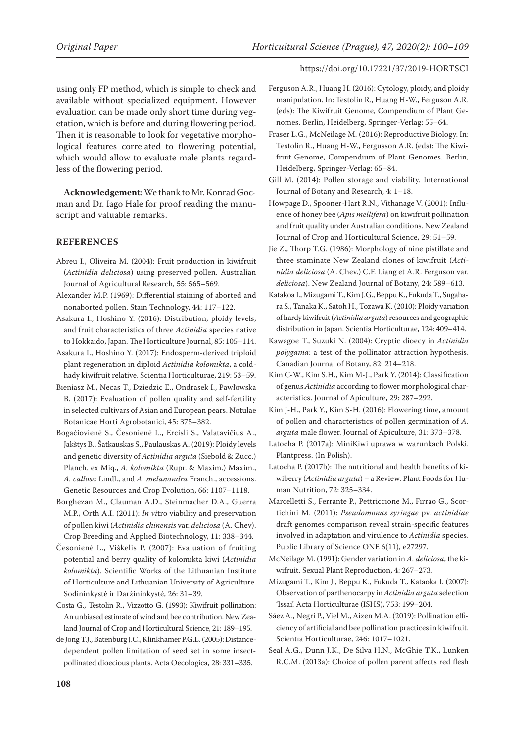using only FP method, which is simple to check and available without specialized equipment. However evaluation can be made only short time during vegetation, which is before and during flowering period. Then it is reasonable to look for vegetative morphological features correlated to flowering potential, which would allow to evaluate male plants regardless of the flowering period.

**Acknowledgement**: We thank to Mr. Konrad Gocman and Dr. Iago Hale for proof reading the manuscript and valuable remarks.

## REFERENCES

Abreu I., Oliveira M. (2004): Fruit production in kiwifruit (*Actinidia deliciosa*) using preserved pollen. Australian Journal of Agricultural Research, 55: 565–569.

Alexander M.P. (1969): Differential staining of aborted and nonaborted pollen. Stain Technology, 44: 117–122.

Asakura I., Hoshino Y. (2016): Distribution, ploidy levels, and fruit characteristics of three *Actinidia* species native to Hokkaido, Japan. The Horticulture Journal, 85: 105–114.

Asakura I., Hoshino Y. (2017): Endosperm-derived triploid plant regeneration in diploid *Actinidia kolomikta*, a coldhady kiwifruit relative. Scientia Horticulturae, 219: 53–59.

Bieniasz M., Necas T., Dziedzic E., Ondrasek I., Pawłowska B. (2017): Evaluation of pollen quality and self-fertility in selected cultivars of Asian and European pears. Notulae Botanicae Horti Agrobotanici, 45: 375–382.

Bogačiovienė S., Česonienė L., Ercisli S., Valatavičius A., Jakštys B., Šatkauskas S., Paulauskas A. (2019): Ploidy levels and genetic diversity of *Actinidia arguta* (Siebold & Zucc.) Planch. ex Miq., *A. kolomikta* (Rupr. & Maxim.) Maxim., *A. callosa* Lindl., and *A. melanandra* Franch., accessions. Genetic Resources and Crop Evolution, 66: 1107–1118.

Borghezan M., Clauman A.D., Steinmacher D.A., Guerra M.P., Orth A.I. (2011): *In vi*tro viability and preservation of pollen kiwi (*Actinidia chinensis* var. *deliciosa* (A. Chev). Crop Breeding and Applied Biotechnology, 11: 338–344.

Česonienė L., Viškelis P. (2007): Evaluation of fruiting potential and berry quality of kolomikta kiwi (*Actinidia kolomikta*). Scientific Works of the Lithuanian Institute of Horticulture and Lithuanian University of Agriculture. Sodininkystė ir Daržininkystė, 26: 31–39.

Costa G., Testolin R., Vizzotto G. (1993): Kiwifruit pollination: An unbiased estimate of wind and bee contribution. New Zealand Journal of Crop and Horticultural Science, 21: 189–195.

de Jong T.J., Batenburg J.C., Klinkhamer P.G.L. (2005): Distance-dependent pollen limitation of seed set in some insect-pollinated dioecious plants. Acta Oecologica, 28: 331–335.

Ferguson A.R., Huang H. (2016): Cytology, ploidy, and ploidy manipulation. In: Testolin R., Huang H-W., Ferguson A.R. (eds): The Kiwifruit Genome, Compendium of Plant Genomes. Berlin, Heidelberg, Springer-Verlag: 55–64.

Fraser L.G., McNeilage M. (2016): Reproductive Biology. In: Testolin R., Huang H-W., Fergusson A.R. (eds): The Kiwifruit Genome, Compendium of Plant Genomes. Berlin, Heidelberg, Springer-Verlag: 65–84.

Gill M. (2014): Pollen storage and viability. International Journal of Botany and Research, 4: 1–18.

Howpage D., Spooner-Hart R.N., Vithanage V. (2001): Influence of honey bee (*Apis mellifera*) on kiwifruit pollination and fruit quality under Australian conditions. New Zealand Journal of Crop and Horticultural Science, 29: 51–59.

Jie Z., Thorp T.G. (1986): Morphology of nine pistillate and three staminate New Zealand clones of kiwifruit (*Actinidia deliciosa* (A. Chev.) C.F. Liang et A.R. Ferguson var. *deliciosa*). New Zealand Journal of Botany, 24: 589–613.

Katakoa I., Mizugami T., Kim J.G., Beppu K., Fukuda T., Sugahara S., Tanaka K., Satoh H., Tozawa K. (2010): Ploidy variation of hardy kiwifruit (*Actinidia arguta*) resources and geographic distribution in Japan. Scientia Horticulturae, 124: 409–414.

Kawagoe T., Suzuki N. (2004): Cryptic dioecy in *Actinidia polygama*: a test of the pollinator attraction hypothesis. Canadian Journal of Botany, 82: 214–218.

Kim C-W., Kim S.H., Kim M-J., Park Y. (2014): Classification of genus *Actinidia* according to flower morphological characteristics. Journal of Apiculture, 29: 287–292.

Kim J-H., Park Y., Kim S-H. (2016): Flowering time, amount of pollen and characteristics of pollen germination of *A. arguta* male flower. Journal of Apiculture, 31: 373–378.

Latocha P. (2017a): MiniKiwi uprawa w warunkach Polski. Plantpress. (In Polish).

Latocha P. (2017b): The nutritional and health benefits of kiwiberry (*Actinidia arguta*) – a Review. Plant Foods for Human Nutrition, 72: 325–334.

Marcelletti S., Ferrante P., Pettriccione M., Firrao G., Scortichini M. (2011): *Pseudomonas syringae* pv. *actinidiae* draft genomes comparison reveal strain-specific features involved in adaptation and virulence to *Actinidia* species. Public Library of Science ONE 6(11), e27297.

McNeilage M. (1991): Gender variation in *A. deliciosa*, the kiwifruit. Sexual Plant Reproduction, 4: 267–273.

Mizugami T., Kim J., Beppu K., Fukuda T., Kataoka I. (2007): Observation of parthenocarpy in *Actinidia arguta* selection 'Issai'. Acta Horticulturae (ISHS), 753: 199–204.

Sáez A., Negri P., Viel M., Aizen M.A. (2019): Pollination efficiency of artificial and bee pollination practices in kiwifruit. Scientia Horticulturae, 246: 1017–1021.

Seal A.G., Dunn J.K., De Silva H.N., McGhie T.K., Lunken R.C.M. (2013a): Choice of pollen parent affects red flesh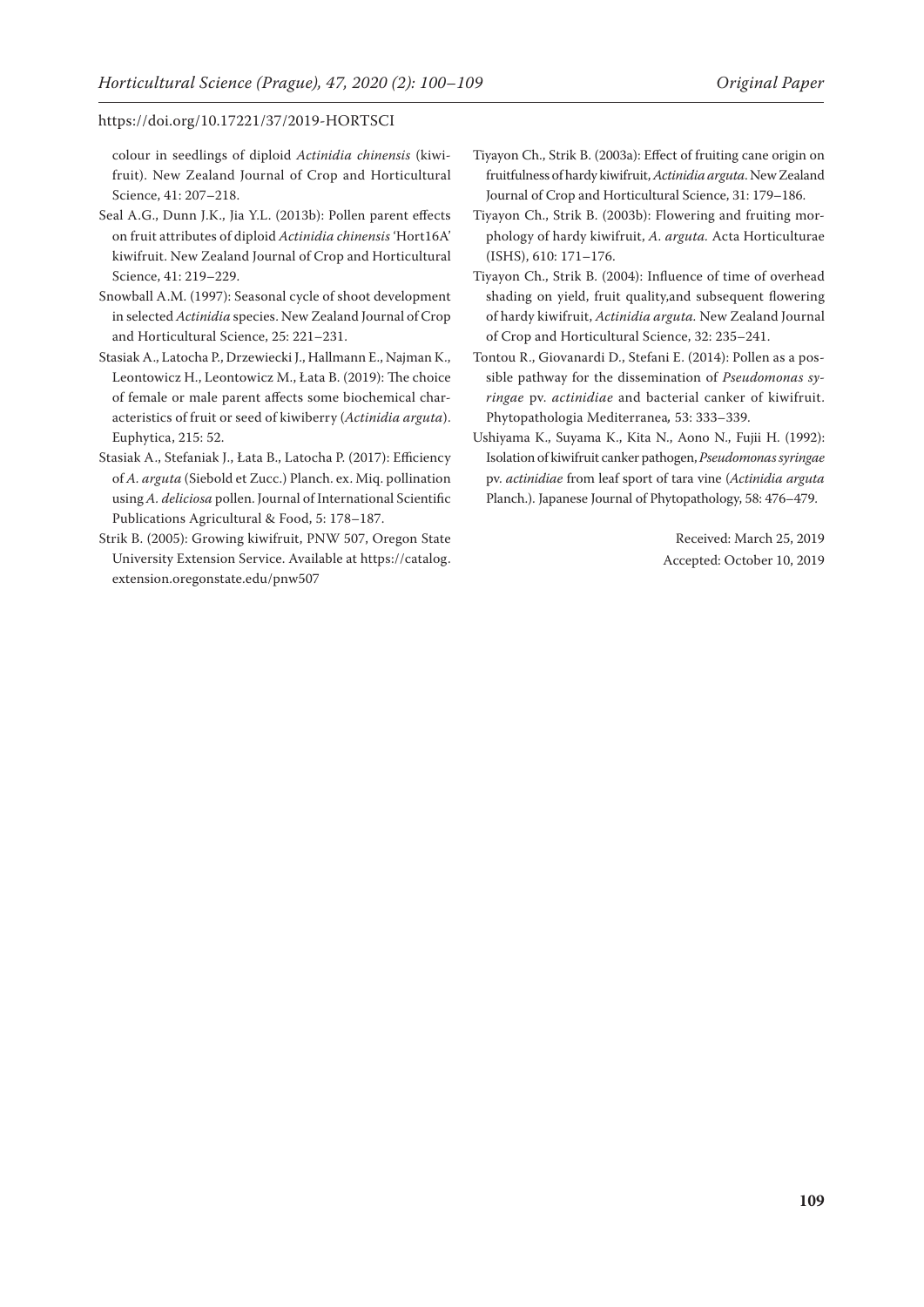colour in seedlings of diploid *Actinidia chinensis* (kiwifruit). New Zealand Journal of Crop and Horticultural Science, 41: 207–218.

Seal A.G., Dunn J.K., Jia Y.L. (2013b): Pollen parent effects on fruit attributes of diploid *Actinidia chinensis* 'Hort16A' kiwifruit. New Zealand Journal of Crop and Horticultural Science, 41: 219–229.

Snowball A.M. (1997): Seasonal cycle of shoot development in selected *Actinidia* species. New Zealand Journal of Crop and Horticultural Science, 25: 221–231.

Stasiak A., Latocha P., Drzewiecki J., Hallmann E., Najman K., Leontowicz H., Leontowicz M., Łata B. (2019): The choice of female or male parent affects some biochemical characteristics of fruit or seed of kiwiberry (*Actinidia arguta*). Euphytica, 215: 52.

Stasiak A., Stefaniak J., Łata B., Latocha P. (2017): Efficiency of *A. arguta* (Siebold et Zucc.) Planch. ex. Miq. pollination using *A. deliciosa* pollen. Journal of International Scientific Publications Agricultural & Food, 5: 178–187.

Strik B. (2005): Growing kiwifruit, PNW 507, Oregon State University Extension Service. Available at https://catalog.extension.oregonstate.edu/pnw507

Tiyayon Ch., Strik B. (2003a): Effect of fruiting cane origin on fruitfulness of hardy kiwifruit, *Actinidia arguta*. New Zealand Journal of Crop and Horticultural Science, 31: 179–186.

Tiyayon Ch., Strik B. (2003b): Flowering and fruiting morphology of hardy kiwifruit, *A. arguta.* Acta Horticulturae (ISHS), 610: 171–176.

Tiyayon Ch., Strik B. (2004): Influence of time of overhead shading on yield, fruit quality,and subsequent flowering of hardy kiwifruit, *Actinidia arguta.* New Zealand Journal of Crop and Horticultural Science, 32: 235–241.

Tontou R., Giovanardi D., Stefani E. (2014): Pollen as a possible pathway for the dissemination of *Pseudomonas syringae* pv. *actinidiae* and bacterial canker of kiwifruit. Phytopathologia Mediterranea, 53: 333–339.

Ushiyama K., Suyama K., Kita N., Aono N., Fujii H. (1992): Isolation of kiwifruit canker pathogen, *Pseudomonas syringae* pv. *actinidiae* from leaf sport of tara vine (*Actinidia arguta* Planch.). Japanese Journal of Phytopathology, 58: 476–479.

Received: March 25, 2019
Accepted: October 10, 2019